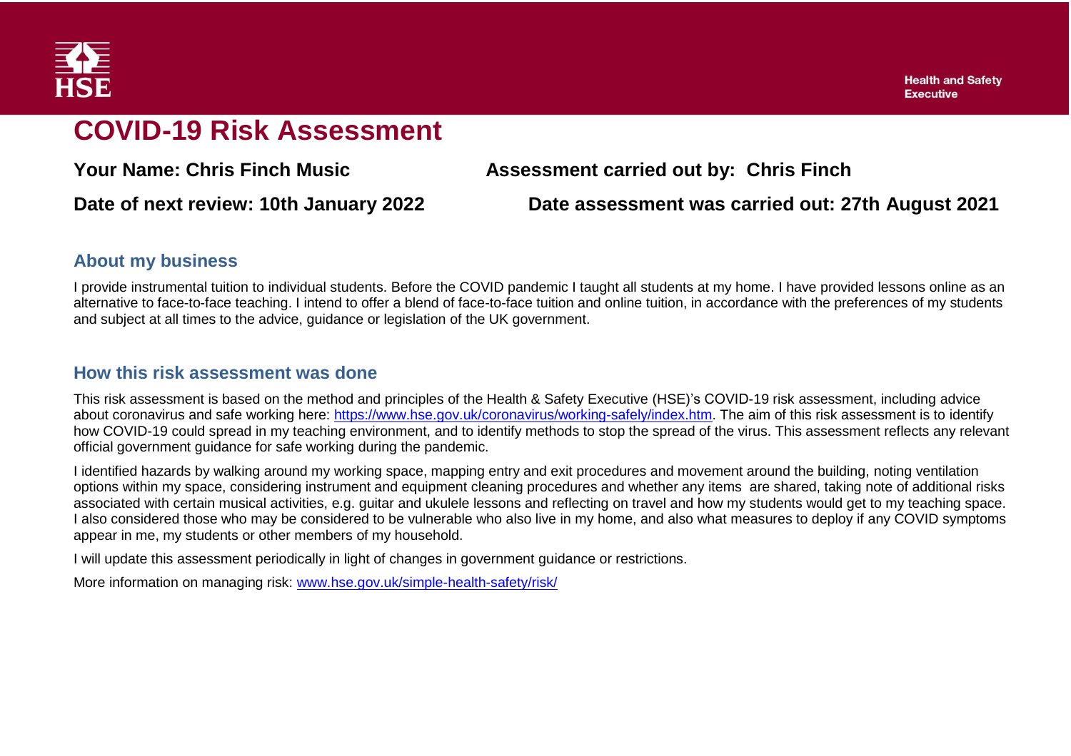# COVID-19 Risk Assessment

**Your Name: Chris Finch Music** **Assessment carried out by: Chris Finch**

**Date of next review: 10th January 2022** **Date assessment was carried out: 27th August 2021**

## About my business

I provide instrumental tuition to individual students. Before the COVID pandemic I taught all students at my home. I have provided lessons online as an alternative to face-to-face teaching. I intend to offer a blend of face-to-face tuition and online tuition, in accordance with the preferences of my students and subject at all times to the advice, guidance or legislation of the UK government.

## How this risk assessment was done

This risk assessment is based on the method and principles of the Health & Safety Executive (HSE)'s COVID-19 risk assessment, including advice about coronavirus and safe working here: [https://www.hse.gov.uk/coronavirus/working-safely/index.htm](https://www.hse.gov.uk/coronavirus/working-safely/index.htm). The aim of this risk assessment is to identify how COVID-19 could spread in my teaching environment, and to identify methods to stop the spread of the virus. This assessment reflects any relevant official government guidance for safe working during the pandemic.

I identified hazards by walking around my working space, mapping entry and exit procedures and movement around the building, noting ventilation options within my space, considering instrument and equipment cleaning procedures and whether any items are shared, taking note of additional risks associated with certain musical activities, e.g. guitar and ukulele lessons and reflecting on travel and how my students would get to my teaching space. I also considered those who may be considered to be vulnerable who also live in my home, and also what measures to deploy if any COVID symptoms appear in me, my students or other members of my household.

I will update this assessment periodically in light of changes in government guidance or restrictions.

More information on managing risk: [www.hse.gov.uk/simple-health-safety/risk/](https://www.hse.gov.uk/simple-health-safety/risk/)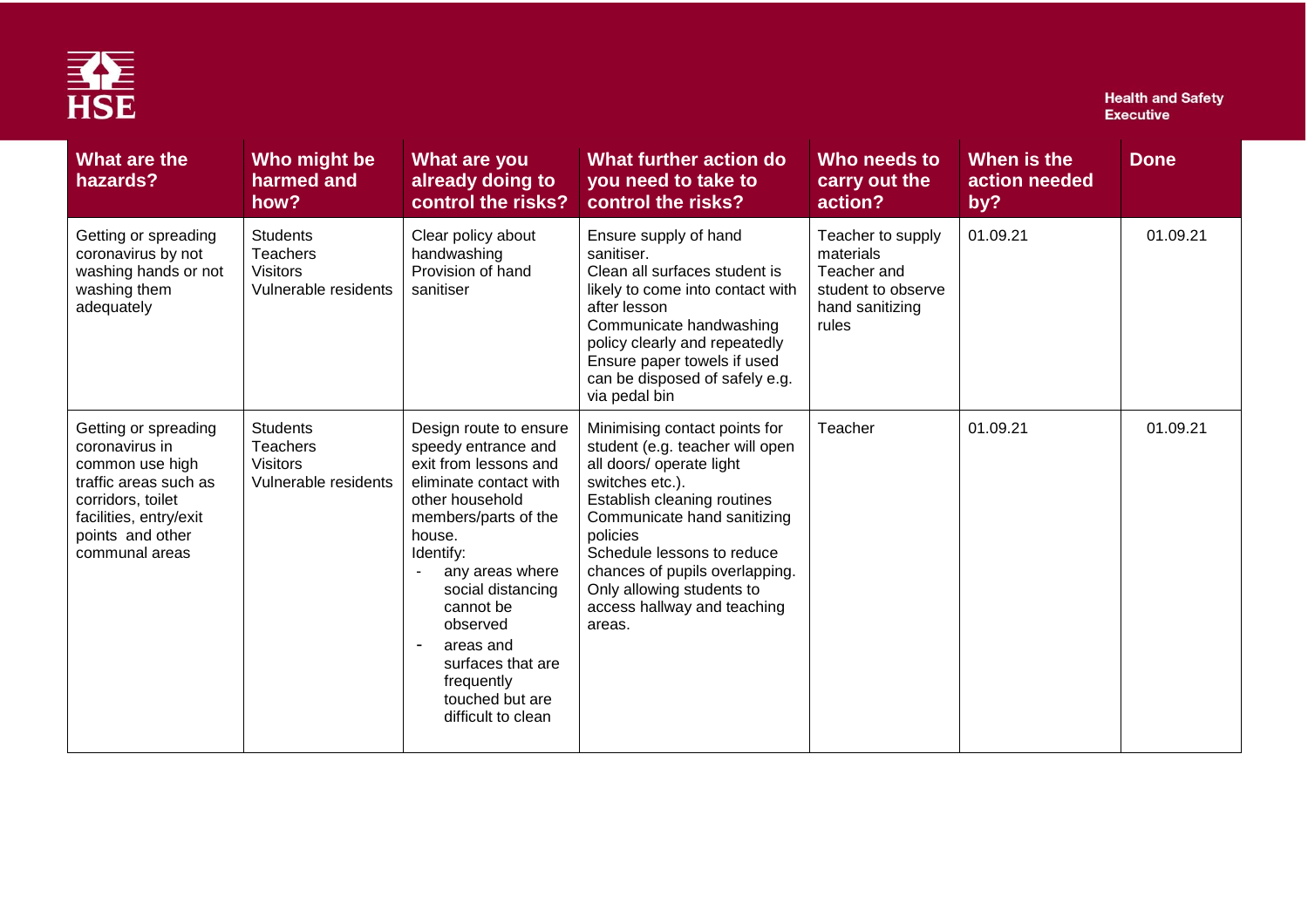| What are the hazards? | Who might be harmed and how? | What are you already doing to control the risks? | What further action do you need to take to control the risks? | Who needs to carry out the action? | When is the action needed by? | Done |
|---|---|---|---|---|---|---|
| Getting or spreading coronavirus by not washing hands or not washing them adequately | Students<br>Teachers<br>Visitors<br>Vulnerable residents | Clear policy about handwashing<br>Provision of hand sanitiser | Ensure supply of hand sanitiser.<br>Clean all surfaces student is likely to come into contact with after lesson<br>Communicate handwashing policy clearly and repeatedly<br>Ensure paper towels if used can be disposed of safely e.g. via pedal bin | Teacher to supply materials<br>Teacher and student to observe hand sanitizing rules | 01.09.21 | 01.09.21 |
| Getting or spreading coronavirus in common use high traffic areas such as corridors, toilet facilities, entry/exit points and other communal areas | Students<br>Teachers<br>Visitors<br>Vulnerable residents | Design route to ensure speedy entrance and exit from lessons and eliminate contact with other household members/parts of the house.<br>Identify:<br>- any areas where social distancing cannot be observed<br>- areas and surfaces that are frequently touched but are difficult to clean | Minimising contact points for student (e.g. teacher will open all doors/ operate light switches etc.).<br>Establish cleaning routines<br>Communicate hand sanitizing policies<br>Schedule lessons to reduce chances of pupils overlapping.<br>Only allowing students to access hallway and teaching areas. | Teacher | 01.09.21 | 01.09.21 |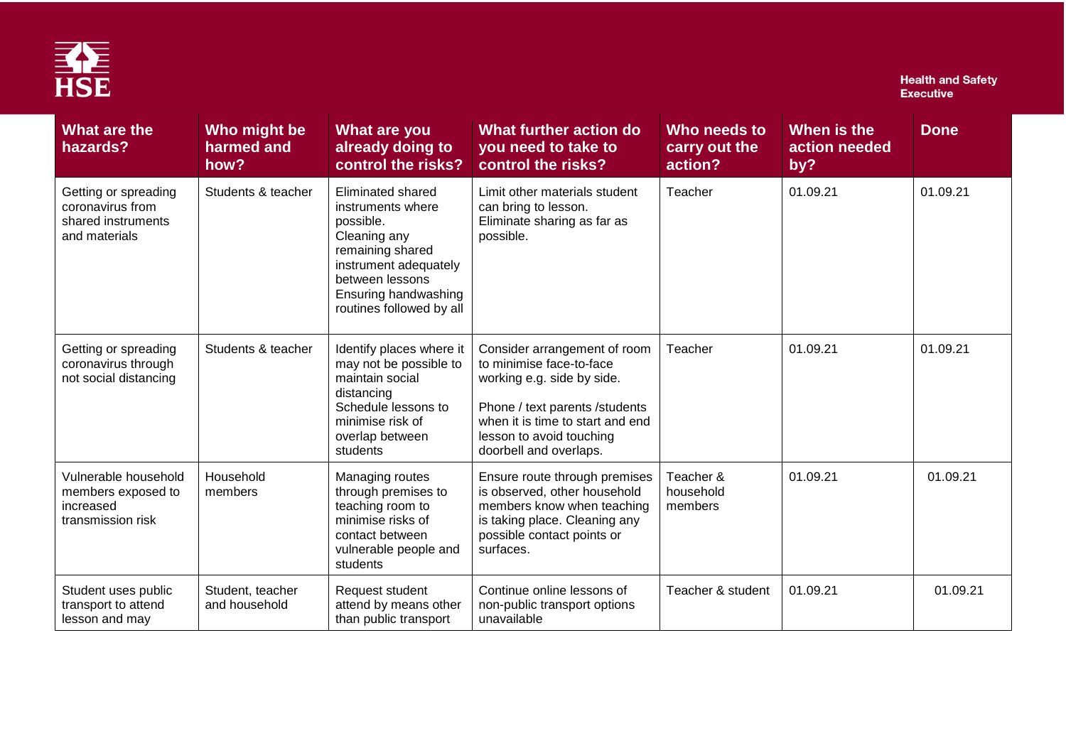| What are the hazards? | Who might be harmed and how? | What are you already doing to control the risks? | What further action do you need to take to control the risks? | Who needs to carry out the action? | When is the action needed by? | Done |
|---|---|---|---|---|---|---|
| Getting or spreading coronavirus from shared instruments and materials | Students & teacher | Eliminated shared instruments where possible. Cleaning any remaining shared instrument adequately between lessons Ensuring handwashing routines followed by all | Limit other materials student can bring to lesson. Eliminate sharing as far as possible. | Teacher | 01.09.21 | 01.09.21 |
| Getting or spreading coronavirus through not social distancing | Students & teacher | Identify places where it may not be possible to maintain social distancing Schedule lessons to minimise risk of overlap between students | Consider arrangement of room to minimise face-to-face working e.g. side by side. Phone / text parents /students when it is time to start and end lesson to avoid touching doorbell and overlaps. | Teacher | 01.09.21 | 01.09.21 |
| Vulnerable household members exposed to increased transmission risk | Household members | Managing routes through premises to teaching room to minimise risks of contact between vulnerable people and students | Ensure route through premises is observed, other household members know when teaching is taking place. Cleaning any possible contact points or surfaces. | Teacher & household members | 01.09.21 | 01.09.21 |
| Student uses public transport to attend lesson and may | Student, teacher and household | Request student attend by means other than public transport | Continue online lessons of non-public transport options unavailable | Teacher & student | 01.09.21 | 01.09.21 |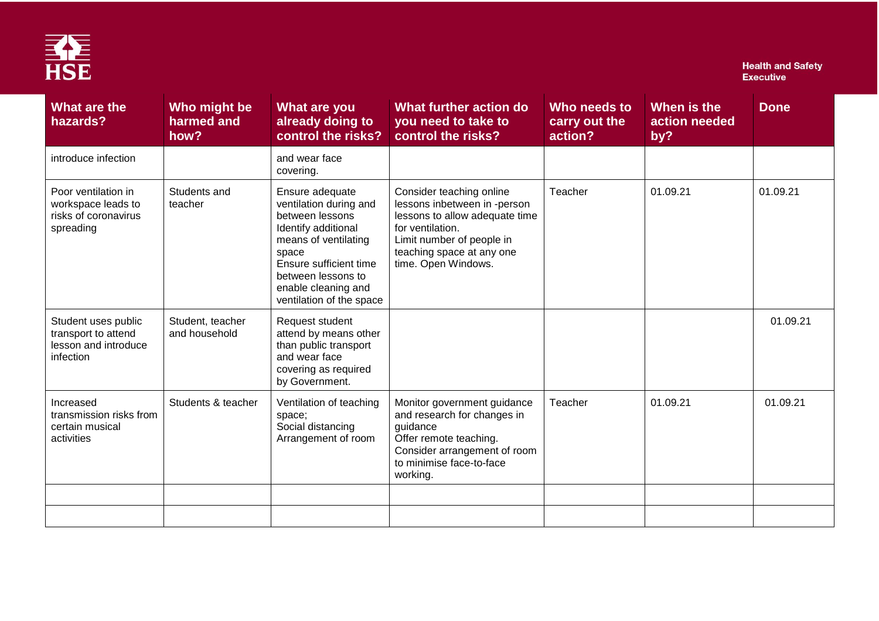| What are the hazards? | Who might be harmed and how? | What are you already doing to control the risks? | What further action do you need to take to control the risks? | Who needs to carry out the action? | When is the action needed by? | Done |
|---|---|---|---|---|---|---|
| introduce infection | | and wear face covering. | | | | |
| Poor ventilation in workspace leads to risks of coronavirus spreading | Students and teacher | Ensure adequate ventilation during and between lessons<br>Identify additional means of ventilating space<br>Ensure sufficient time between lessons to enable cleaning and ventilation of the space | Consider teaching online lessons inbetween in -person lessons to allow adequate time for ventilation.<br>Limit number of people in teaching space at any one time. Open Windows. | Teacher | 01.09.21 | 01.09.21 |
| Student uses public transport to attend lesson and introduce infection | Student, teacher and household | Request student attend by means other than public transport and wear face covering as required by Government. | | | | 01.09.21 |
| Increased transmission risks from certain musical activities | Students & teacher | Ventilation of teaching space;<br>Social distancing<br>Arrangement of room | Monitor government guidance and research for changes in guidance<br>Offer remote teaching.<br>Consider arrangement of room to minimise face-to-face working. | Teacher | 01.09.21 | 01.09.21 |
| | | | | | | |
| | | | | | | |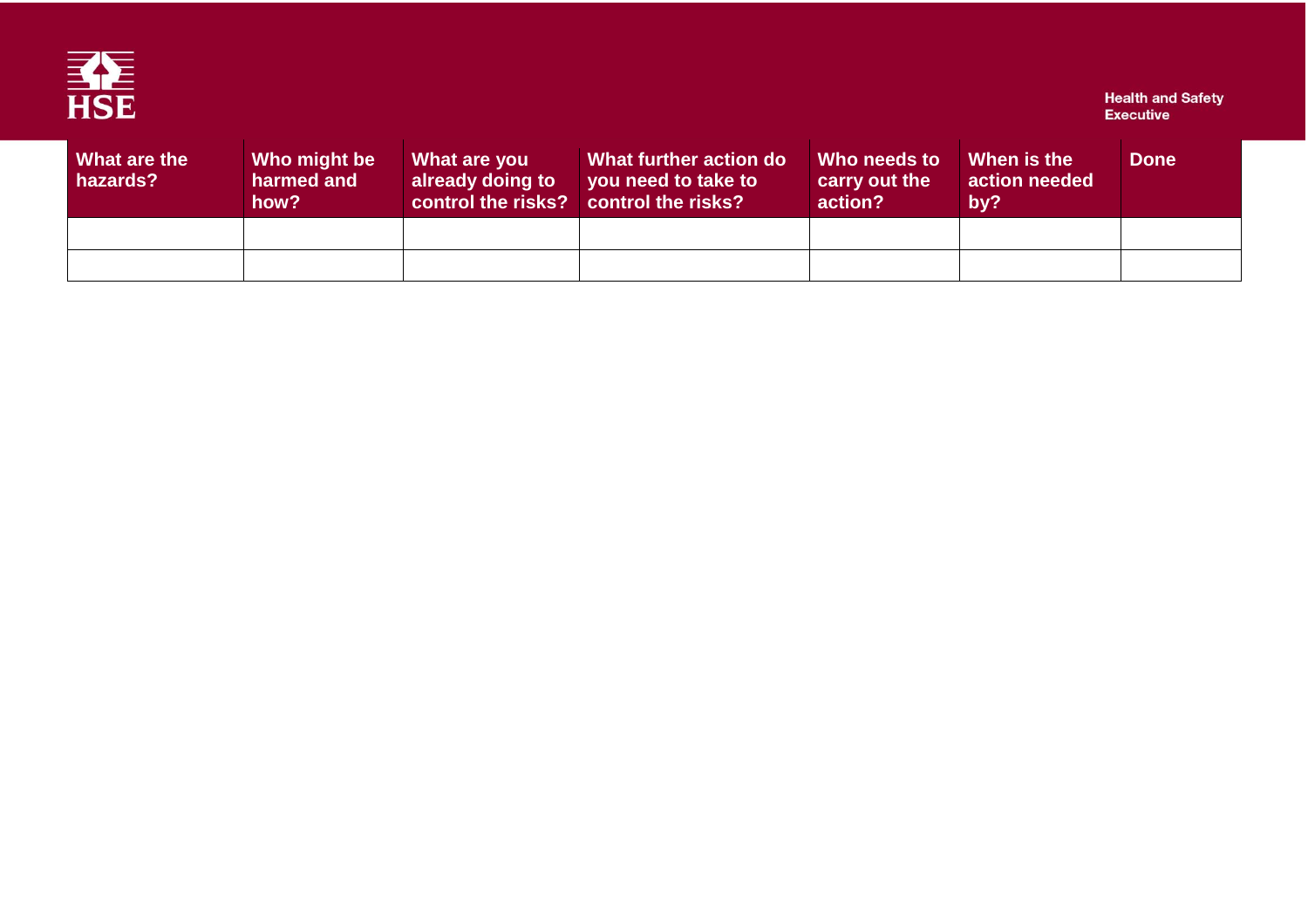| What are the hazards? | Who might be harmed and how? | What are you already doing to control the risks? | What further action do you need to take to control the risks? | Who needs to carry out the action? | When is the action needed by? | Done |
|---|---|---|---|---|---|---|
| | | | | | | |
| | | | | | | |